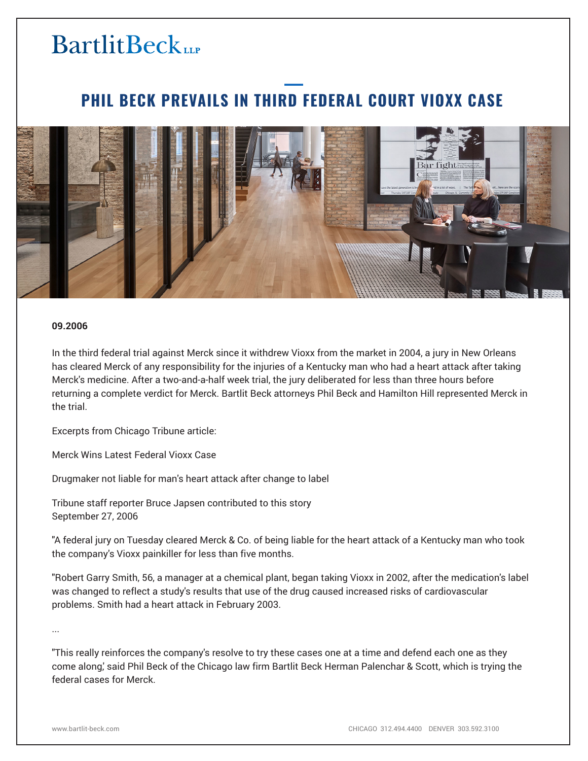BartlitBeck LLP

# PHIL BECK PREVAILS IN THIRD FEDERAL COURT VIOXX CASE

**09.2006**

In the third federal trial against Merck since it withdrew Vioxx from the market in 2004, a jury in New Orleans has cleared Merck of any responsibility for the injuries of a Kentucky man who had a heart attack after taking Merck's medicine. After a two-and-a-half week trial, the jury deliberated for less than three hours before returning a complete verdict for Merck. Bartlit Beck attorneys Phil Beck and Hamilton Hill represented Merck in the trial.

Excerpts from Chicago Tribune article:

Merck Wins Latest Federal Vioxx Case

Drugmaker not liable for man's heart attack after change to label

Tribune staff reporter Bruce Japsen contributed to this story
September 27, 2006

"A federal jury on Tuesday cleared Merck & Co. of being liable for the heart attack of a Kentucky man who took the company's Vioxx painkiller for less than five months.

"Robert Garry Smith, 56, a manager at a chemical plant, began taking Vioxx in 2002, after the medication's label was changed to reflect a study's results that use of the drug caused increased risks of cardiovascular problems. Smith had a heart attack in February 2003.

...

"This really reinforces the company's resolve to try these cases one at a time and defend each one as they come along,' said Phil Beck of the Chicago law firm Bartlit Beck Herman Palenchar & Scott, which is trying the federal cases for Merck.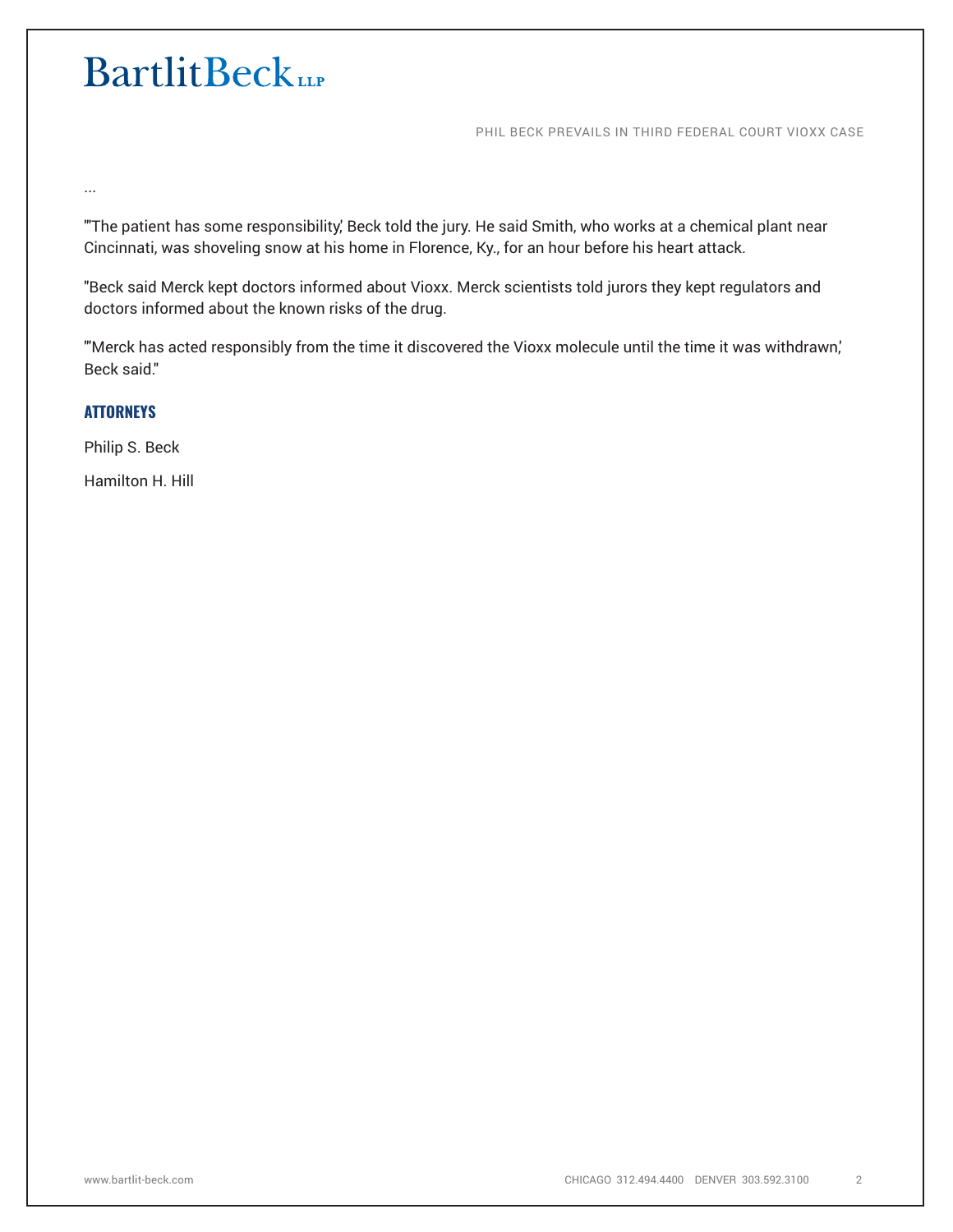...

"'The patient has some responsibility,' Beck told the jury. He said Smith, who works at a chemical plant near Cincinnati, was shoveling snow at his home in Florence, Ky., for an hour before his heart attack.

"Beck said Merck kept doctors informed about Vioxx. Merck scientists told jurors they kept regulators and doctors informed about the known risks of the drug.

"'Merck has acted responsibly from the time it discovered the Vioxx molecule until the time it was withdrawn,' Beck said."

### ATTORNEYS

Philip S. Beck

Hamilton H. Hill